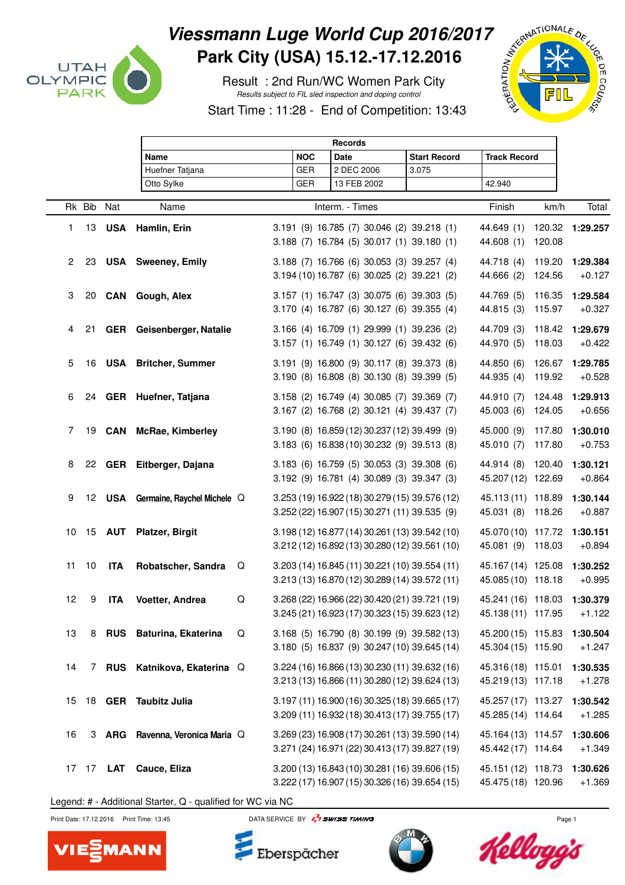# Viessmann Luge World Cup 2016/2017

## Park City (USA) 15.12.-17.12.2016

Result : 2nd Run/WC Women Park City

Results subject to FIL sled inspection and doping control

Start Time : 11:28 - End of Competition: 13:43

| Records | | | | |
|---|---|---|---|---|
| **Name** | **NOC** | **Date** | **Start Record** | **Track Record** |
| Huefner Tatjana | GER | 2 DEC 2006 | 3.075 | |
| Otto Sylke | GER | 13 FEB 2002 | | 42.940 |

| Rk | Bib | Nat | Name | | Interm. - Times | Finish | km/h | Total |
|---|---|---|---|---|---|---|---|---|
| 1 | 13 | **USA** | **Hamlin, Erin** | | 3.191 (9) 16.785 (7) 30.046 (2) 39.218 (1)<br>3.188 (7) 16.784 (5) 30.017 (1) 39.180 (1) | 44.649 (1)<br>44.608 (1) | 120.32<br>120.08 | **1:29.257** |
| 2 | 23 | **USA** | **Sweeney, Emily** | | 3.188 (7) 16.766 (6) 30.053 (3) 39.257 (4)<br>3.194 (10) 16.787 (6) 30.025 (2) 39.221 (2) | 44.718 (4)<br>44.666 (2) | 119.20<br>124.56 | **1:29.384**<br>+0.127 |
| 3 | 20 | **CAN** | **Gough, Alex** | | 3.157 (1) 16.747 (3) 30.075 (6) 39.303 (5)<br>3.170 (4) 16.787 (6) 30.127 (6) 39.355 (4) | 44.769 (5)<br>44.815 (3) | 116.35<br>115.97 | **1:29.584**<br>+0.327 |
| 4 | 21 | **GER** | **Geisenberger, Natalie** | | 3.166 (4) 16.709 (1) 29.999 (1) 39.236 (2)<br>3.157 (1) 16.749 (1) 30.127 (6) 39.432 (6) | 44.709 (3)<br>44.970 (5) | 118.42<br>118.03 | **1:29.679**<br>+0.422 |
| 5 | 16 | **USA** | **Britcher, Summer** | | 3.191 (9) 16.800 (9) 30.117 (8) 39.373 (8)<br>3.190 (8) 16.808 (8) 30.130 (8) 39.399 (5) | 44.850 (6)<br>44.935 (4) | 126.67<br>119.92 | **1:29.785**<br>+0.528 |
| 6 | 24 | **GER** | **Huefner, Tatjana** | | 3.158 (2) 16.749 (4) 30.085 (7) 39.369 (7)<br>3.167 (2) 16.768 (2) 30.121 (4) 39.437 (7) | 44.910 (7)<br>45.003 (6) | 124.48<br>124.05 | **1:29.913**<br>+0.656 |
| 7 | 19 | **CAN** | **McRae, Kimberley** | | 3.190 (8) 16.859 (12) 30.237 (12) 39.499 (9)<br>3.183 (6) 16.838 (10) 30.232 (9) 39.513 (8) | 45.000 (9)<br>45.010 (7) | 117.80<br>117.80 | **1:30.010**<br>+0.753 |
| 8 | 22 | **GER** | **Eitberger, Dajana** | | 3.183 (6) 16.759 (5) 30.053 (3) 39.308 (6)<br>3.192 (9) 16.781 (4) 30.089 (3) 39.347 (3) | 44.914 (8)<br>45.207 (12) | 120.40<br>122.69 | **1:30.121**<br>+0.864 |
| 9 | 12 | **USA** | **Germaine, Raychel Michele** | Q | 3.253 (19) 16.922 (18) 30.279 (15) 39.576 (12)<br>3.252 (22) 16.907 (15) 30.271 (11) 39.535 (9) | 45.113 (11)<br>45.031 (8) | 118.89<br>118.26 | **1:30.144**<br>+0.887 |
| 10 | 15 | **AUT** | **Platzer, Birgit** | | 3.198 (12) 16.877 (14) 30.261 (13) 39.542 (10)<br>3.212 (12) 16.892 (13) 30.280 (12) 39.561 (10) | 45.070 (10)<br>45.081 (9) | 117.72<br>118.03 | **1:30.151**<br>+0.894 |
| 11 | 10 | **ITA** | **Robatscher, Sandra** | Q | 3.203 (14) 16.845 (11) 30.221 (10) 39.554 (11)<br>3.213 (13) 16.870 (12) 30.289 (14) 39.572 (11) | 45.167 (14)<br>45.085 (10) | 125.08<br>118.18 | **1:30.252**<br>+0.995 |
| 12 | 9 | **ITA** | **Voetter, Andrea** | Q | 3.268 (22) 16.966 (22) 30.420 (21) 39.721 (19)<br>3.245 (21) 16.923 (17) 30.323 (15) 39.623 (12) | 45.241 (16)<br>45.138 (11) | 118.03<br>117.95 | **1:30.379**<br>+1.122 |
| 13 | 8 | **RUS** | **Baturina, Ekaterina** | Q | 3.168 (5) 16.790 (8) 30.199 (9) 39.582 (13)<br>3.180 (5) 16.837 (9) 30.247 (10) 39.645 (14) | 45.200 (15)<br>45.304 (15) | 115.83<br>115.90 | **1:30.504**<br>+1.247 |
| 14 | 7 | **RUS** | **Katnikova, Ekaterina** | Q | 3.224 (16) 16.866 (13) 30.230 (11) 39.632 (16)<br>3.213 (13) 16.866 (11) 30.280 (12) 39.624 (13) | 45.316 (18)<br>45.219 (13) | 115.01<br>117.18 | **1:30.535**<br>+1.278 |
| 15 | 18 | **GER** | **Taubitz Julia** | | 3.197 (11) 16.900 (16) 30.325 (18) 39.665 (17)<br>3.209 (11) 16.932 (18) 30.413 (17) 39.755 (17) | 45.257 (17)<br>45.285 (14) | 113.27<br>114.64 | **1:30.542**<br>+1.285 |
| 16 | 3 | **ARG** | **Ravenna, Veronica Maria** | Q | 3.269 (23) 16.908 (17) 30.261 (13) 39.590 (14)<br>3.271 (24) 16.971 (22) 30.413 (17) 39.827 (19) | 45.164 (13)<br>45.442 (17) | 114.57<br>114.64 | **1:30.606**<br>+1.349 |
| 17 | 17 | **LAT** | **Cauce, Eliza** | | 3.200 (13) 16.843 (10) 30.281 (16) 39.606 (15)<br>3.222 (17) 16.907 (15) 30.326 (16) 39.654 (15) | 45.151 (12)<br>45.475 (18) | 118.73<br>120.96 | **1:30.626**<br>+1.369 |

Legend: # - Additional Starter, Q - qualified for WC via NC

Print Date: 17.12.2016 Print Time: 13:45 DATA SERVICE BY SWISS TIMING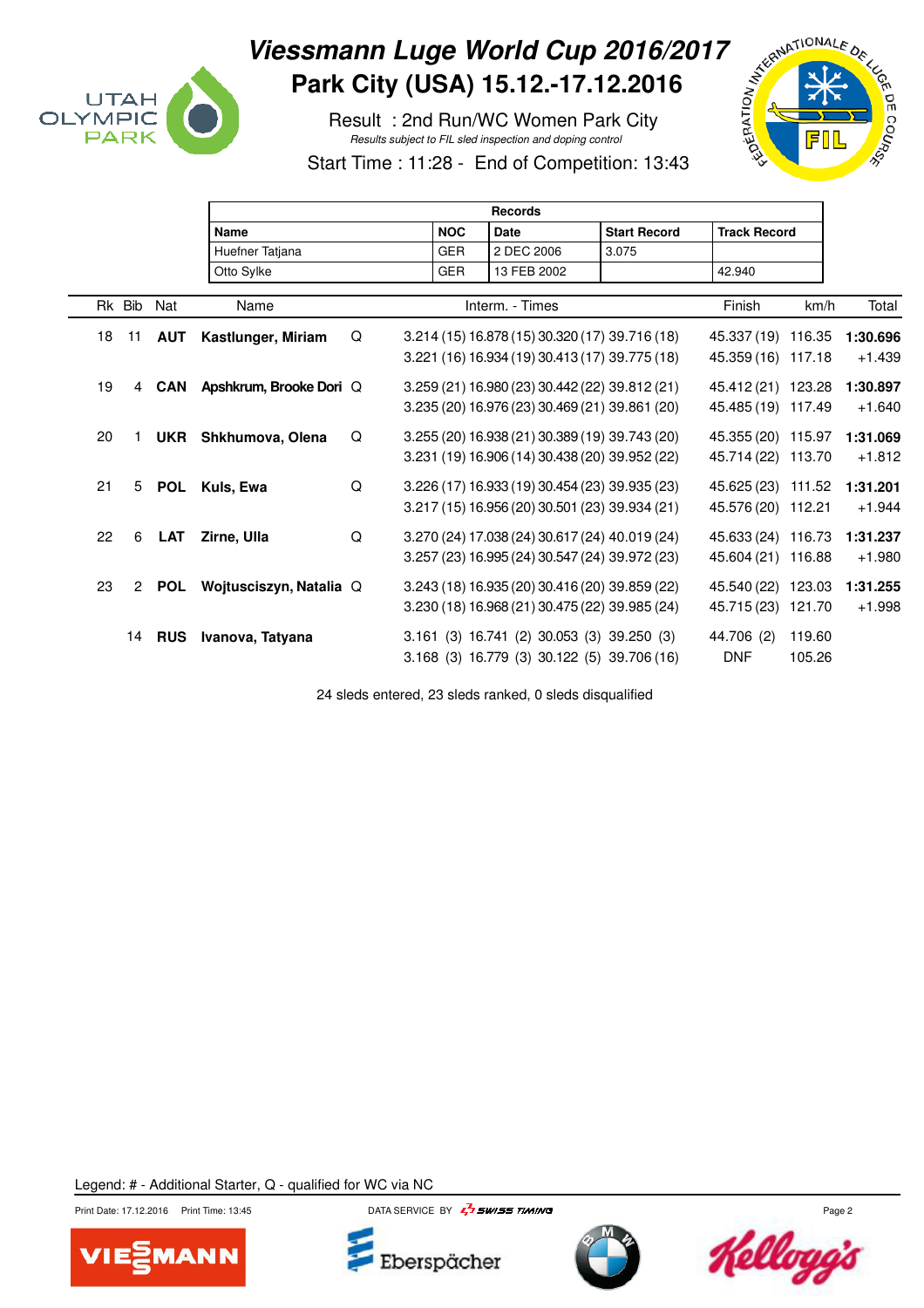# Viessmann Luge World Cup 2016/2017

## Park City (USA) 15.12.-17.12.2016

Result : 2nd Run/WC Women Park City

*Results subject to FIL sled inspection and doping control*

Start Time : 11:28 - End of Competition: 13:43

| Records | | | | |
|---|---|---|---|---|
| **Name** | **NOC** | **Date** | **Start Record** | **Track Record** |
| Huefner Tatjana | GER | 2 DEC 2006 | 3.075 | |
| Otto Sylke | GER | 13 FEB 2002 | | 42.940 |

| Rk | Bib | Nat | Name | | Interm. - Times | Finish | km/h | Total |
|---|---|---|---|---|---|---|---|---|
| 18 | 11 | **AUT** | **Kastlunger, Miriam** | Q | 3.214 (15) 16.878 (15) 30.320 (17) 39.716 (18) | 45.337 (19) | 116.35 | **1:30.696** |
| | | | | | 3.221 (16) 16.934 (19) 30.413 (17) 39.775 (18) | 45.359 (16) | 117.18 | +1.439 |
| 19 | 4 | **CAN** | **Apshkrum, Brooke Dori** | Q | 3.259 (21) 16.980 (23) 30.442 (22) 39.812 (21) | 45.412 (21) | 123.28 | **1:30.897** |
| | | | | | 3.235 (20) 16.976 (23) 30.469 (21) 39.861 (20) | 45.485 (19) | 117.49 | +1.640 |
| 20 | 1 | **UKR** | **Shkhumova, Olena** | Q | 3.255 (20) 16.938 (21) 30.389 (19) 39.743 (20) | 45.355 (20) | 115.97 | **1:31.069** |
| | | | | | 3.231 (19) 16.906 (14) 30.438 (20) 39.952 (22) | 45.714 (22) | 113.70 | +1.812 |
| 21 | 5 | **POL** | **Kuls, Ewa** | Q | 3.226 (17) 16.933 (19) 30.454 (23) 39.935 (23) | 45.625 (23) | 111.52 | **1:31.201** |
| | | | | | 3.217 (15) 16.956 (20) 30.501 (23) 39.934 (21) | 45.576 (20) | 112.21 | +1.944 |
| 22 | 6 | **LAT** | **Zirne, Ulla** | Q | 3.270 (24) 17.038 (24) 30.617 (24) 40.019 (24) | 45.633 (24) | 116.73 | **1:31.237** |
| | | | | | 3.257 (23) 16.995 (24) 30.547 (24) 39.972 (23) | 45.604 (21) | 116.88 | +1.980 |
| 23 | 2 | **POL** | **Wojtusciszyn, Natalia** | Q | 3.243 (18) 16.935 (20) 30.416 (20) 39.859 (22) | 45.540 (22) | 123.03 | **1:31.255** |
| | | | | | 3.230 (18) 16.968 (21) 30.475 (22) 39.985 (24) | 45.715 (23) | 121.70 | +1.998 |
| | 14 | **RUS** | **Ivanova, Tatyana** | | 3.161 (3) 16.741 (2) 30.053 (3) 39.250 (3) | 44.706 (2) | 119.60 | |
| | | | | | 3.168 (3) 16.779 (3) 30.122 (5) 39.706 (16) | DNF | 105.26 | |

24 sleds entered, 23 sleds ranked, 0 sleds disqualified

Legend: # - Additional Starter, Q - qualified for WC via NC

Print Date: 17.12.2016 Print Time: 13:45 DATA SERVICE BY SWISS TIMING